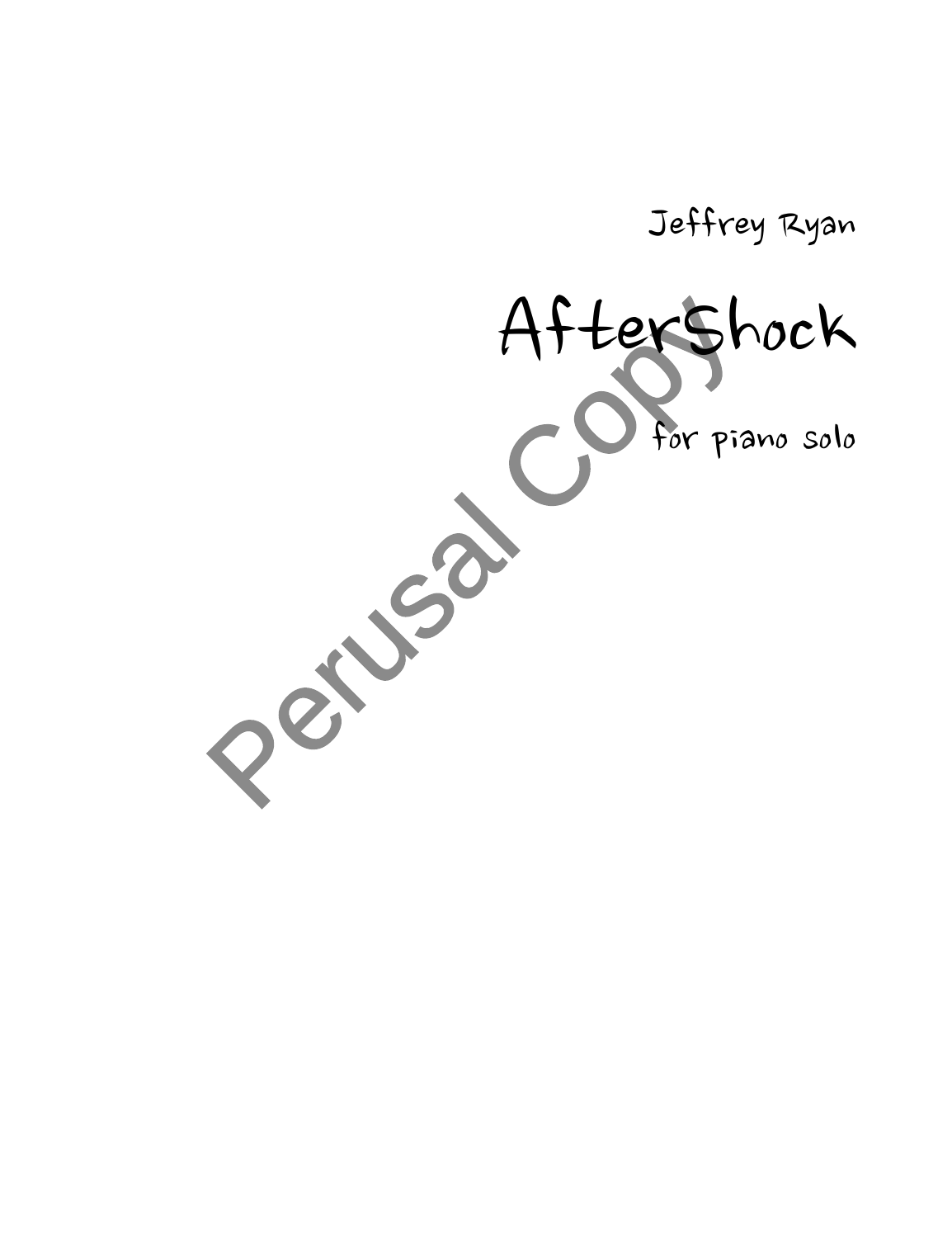Jeffrey Ryan

# AfterShock

for piano solo

Perusal Copy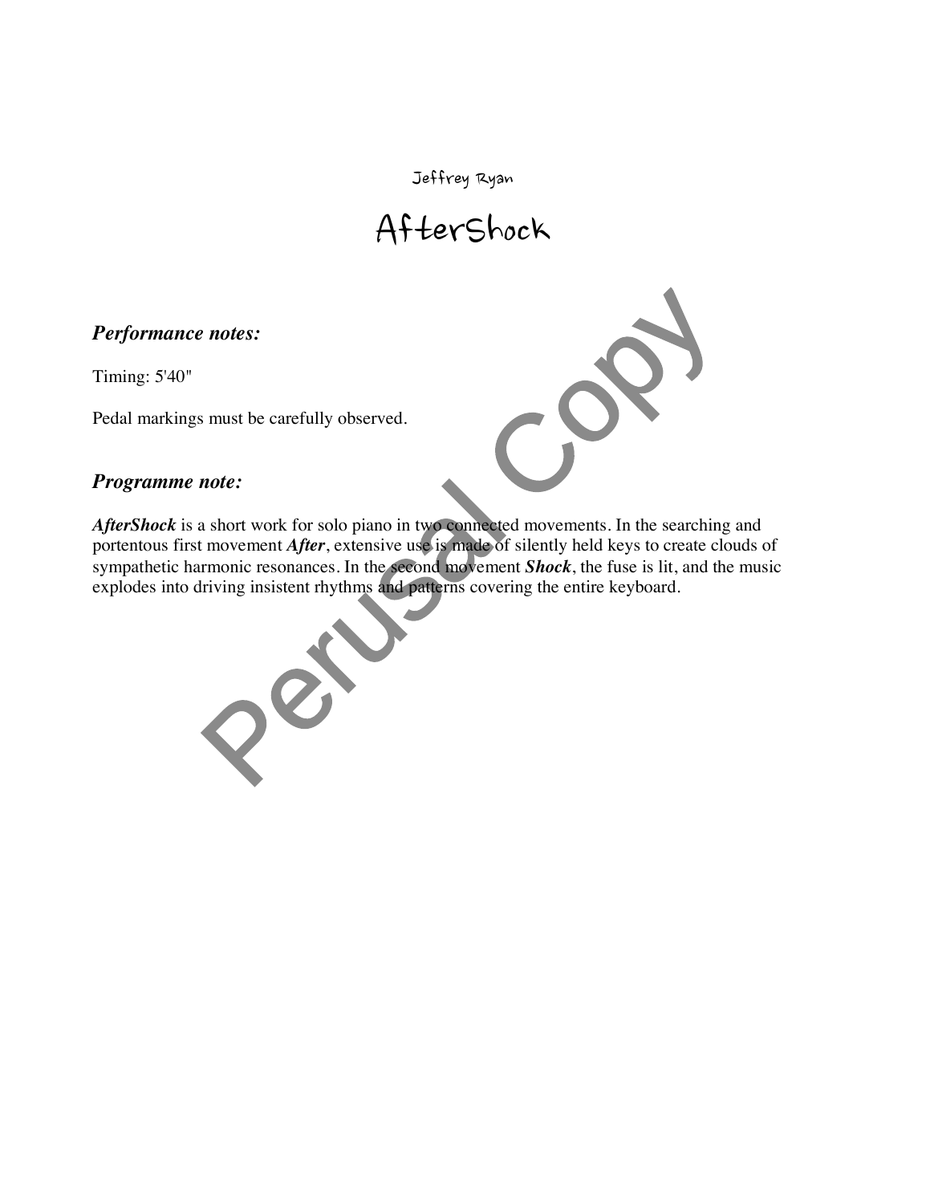Jeffrey Ryan

# AfterShock

### *Performance notes:*

Timing: 5'40"

Pedal markings must be carefully observed.

### *Programme note:*

***AfterShock*** is a short work for solo piano in two connected movements. In the searching and portentous first movement ***After***, extensive use is made of silently held keys to create clouds of sympathetic harmonic resonances. In the second movement ***Shock***, the fuse is lit, and the music explodes into driving insistent rhythms and patterns covering the entire keyboard.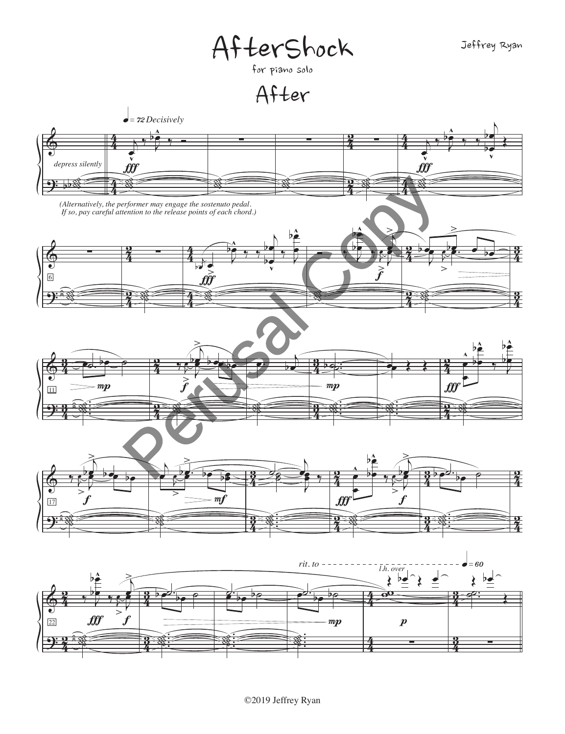# AfterShock

for piano solo

Jeffrey Ryan

## After

♩= 72 *Decisively*

*depress silently*

*(Alternatively, the performer may engage the sostenuto pedal. If so, pay careful attention to the release points of each chord.)*

*rit. to* ♩= 60

*l.h. over*

©2019 Jeffrey Ryan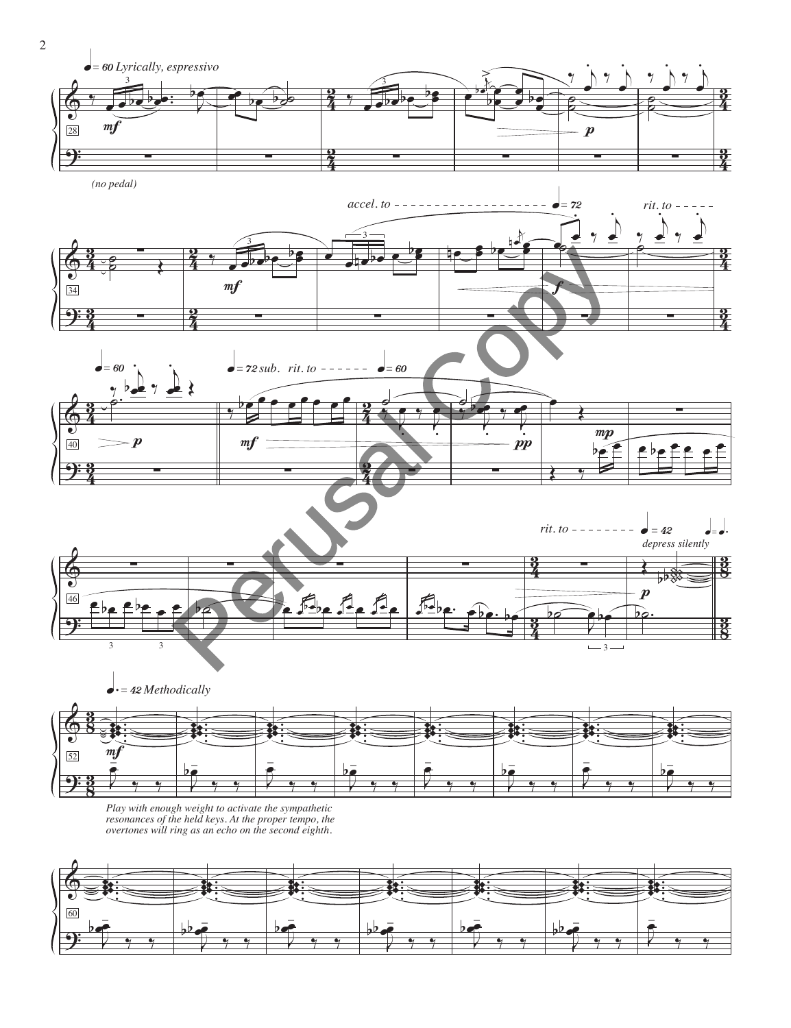*(no pedal)*

*Play with enough weight to activate the sympathetic resonances of the held keys. At the proper tempo, the overtones will ring as an echo on the second eighth.*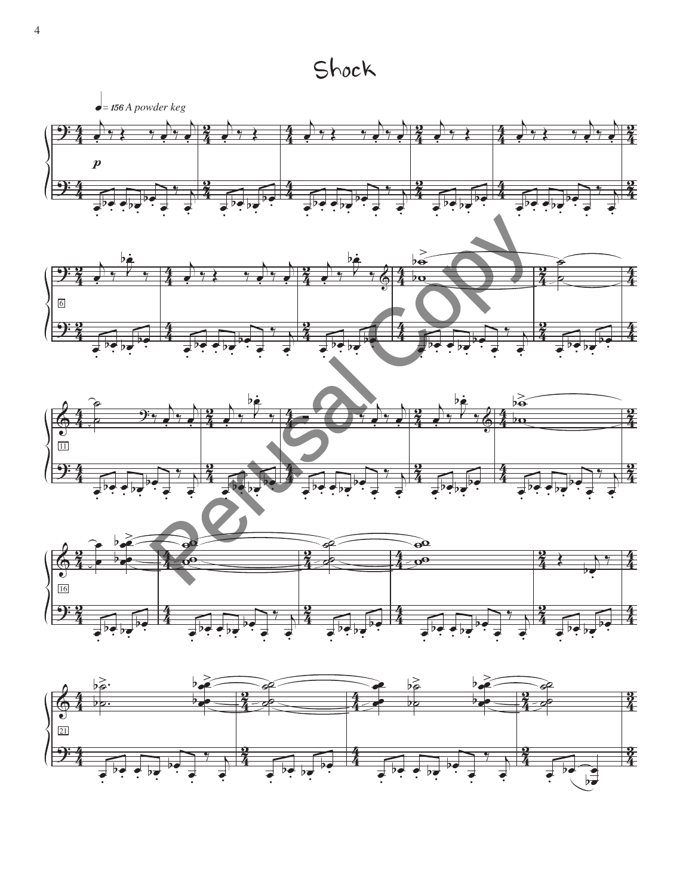# Shock

♩= 156 *A powder keg*

*p*

Perusal Copy